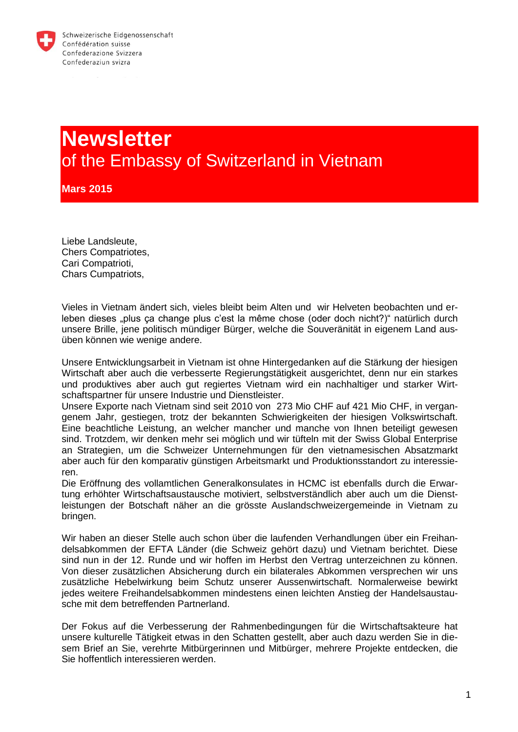Schweizerische Eidgenossenschaft
Confédération suisse
Confederazione Svizzera
Confederaziun svizra

# Newsletter
## of the Embassy of Switzerland in Vietnam

**Mars 2015**

Liebe Landsleute,
Chers Compatriotes,
Cari Compatrioti,
Chars Cumpatriots,

Vieles in Vietnam ändert sich, vieles bleibt beim Alten und wir Helveten beobachten und erleben dieses „plus ça change plus c'est la même chose (oder doch nicht?)" natürlich durch unsere Brille, jene politisch mündiger Bürger, welche die Souveränität in eigenem Land ausüben können wie wenige andere.

Unsere Entwicklungsarbeit in Vietnam ist ohne Hintergedanken auf die Stärkung der hiesigen Wirtschaft aber auch die verbesserte Regierungstätigkeit ausgerichtet, denn nur ein starkes und produktives aber auch gut regiertes Vietnam wird ein nachhaltiger und starker Wirtschaftspartner für unsere Industrie und Dienstleister.
Unsere Exporte nach Vietnam sind seit 2010 von 273 Mio CHF auf 421 Mio CHF, in vergangenem Jahr, gestiegen, trotz der bekannten Schwierigkeiten der hiesigen Volkswirtschaft. Eine beachtliche Leistung, an welcher mancher und manche von Ihnen beteiligt gewesen sind. Trotzdem, wir denken mehr sei möglich und wir tüfteln mit der Swiss Global Enterprise an Strategien, um die Schweizer Unternehmungen für den vietnamesischen Absatzmarkt aber auch für den komparativ günstigen Arbeitsmarkt und Produktionsstandort zu interessieren.
Die Eröffnung des vollamtlichen Generalkonsulates in HCMC ist ebenfalls durch die Erwartung erhöhter Wirtschaftsaustausche motiviert, selbstverständlich aber auch um die Dienstleistungen der Botschaft näher an die grösste Auslandschweizergemeinde in Vietnam zu bringen.

Wir haben an dieser Stelle auch schon über die laufenden Verhandlungen über ein Freihandelsabkommen der EFTA Länder (die Schweiz gehört dazu) und Vietnam berichtet. Diese sind nun in der 12. Runde und wir hoffen im Herbst den Vertrag unterzeichnen zu können. Von dieser zusätzlichen Absicherung durch ein bilaterales Abkommen versprechen wir uns zusätzliche Hebelwirkung beim Schutz unserer Aussenwirtschaft. Normalerweise bewirkt jedes weitere Freihandelsabkommen mindestens einen leichten Anstieg der Handelsaustausche mit dem betreffenden Partnerland.

Der Fokus auf die Verbesserung der Rahmenbedingungen für die Wirtschaftsakteure hat unsere kulturelle Tätigkeit etwas in den Schatten gestellt, aber auch dazu werden Sie in diesem Brief an Sie, verehrte Mitbürgerinnen und Mitbürger, mehrere Projekte entdecken, die Sie hoffentlich interessieren werden.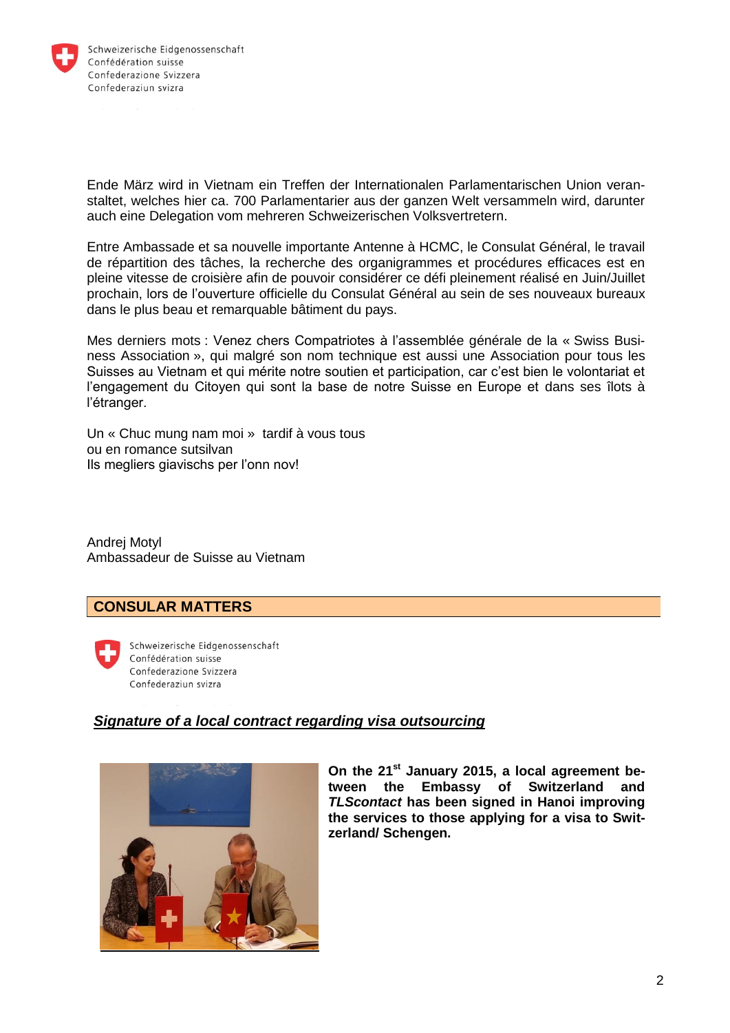Schweizerische Eidgenossenschaft
Confédération suisse
Confederazione Svizzera
Confederaziun svizra

Ende März wird in Vietnam ein Treffen der Internationalen Parlamentarischen Union veranstaltet, welches hier ca. 700 Parlamentarier aus der ganzen Welt versammeln wird, darunter auch eine Delegation vom mehreren Schweizerischen Volksvertretern.

Entre Ambassade et sa nouvelle importante Antenne à HCMC, le Consulat Général, le travail de répartition des tâches, la recherche des organigrammes et procédures efficaces est en pleine vitesse de croisière afin de pouvoir considérer ce défi pleinement réalisé en Juin/Juillet prochain, lors de l'ouverture officielle du Consulat Général au sein de ses nouveaux bureaux dans le plus beau et remarquable bâtiment du pays.

Mes derniers mots : Venez chers Compatriotes à l'assemblée générale de la « Swiss Business Association », qui malgré son nom technique est aussi une Association pour tous les Suisses au Vietnam et qui mérite notre soutien et participation, car c'est bien le volontariat et l'engagement du Citoyen qui sont la base de notre Suisse en Europe et dans ses îlots à l'étranger.

Un « Chuc mung nam moi » tardif à vous tous
ou en romance sutsilvan
Ils megliers giavischs per l'onn nov!

Andrej Motyl
Ambassadeur de Suisse au Vietnam

## CONSULAR MATTERS

Schweizerische Eidgenossenschaft
Confédération suisse
Confederazione Svizzera
Confederaziun svizra

### ***Signature of a local contract regarding visa outsourcing***

**On the 21st January 2015, a local agreement between the Embassy of Switzerland and *TLScontact* has been signed in Hanoi improving the services to those applying for a visa to Switzerland/ Schengen.**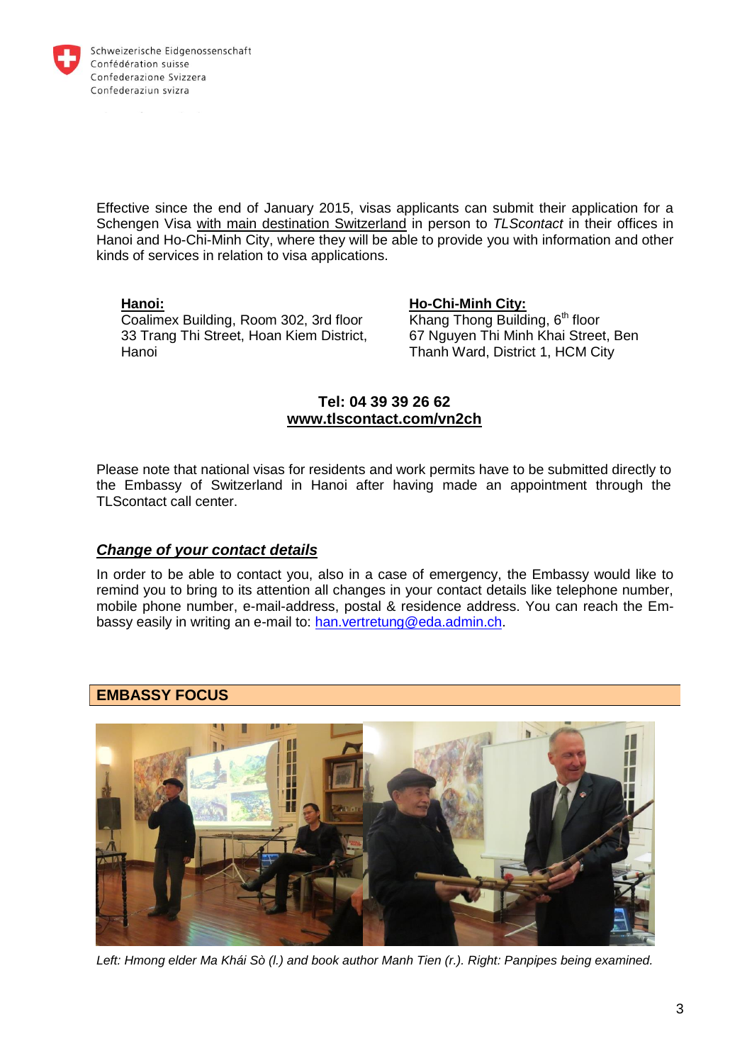Effective since the end of January 2015, visas applicants can submit their application for a Schengen Visa with main destination Switzerland in person to *TLScontact* in their offices in Hanoi and Ho-Chi-Minh City, where they will be able to provide you with information and other kinds of services in relation to visa applications.

**Hanoi:**
Coalimex Building, Room 302, 3rd floor
33 Trang Thi Street, Hoan Kiem District, Hanoi

**Ho-Chi-Minh City:**
Khang Thong Building, 6th floor
67 Nguyen Thi Minh Khai Street, Ben Thanh Ward, District 1, HCM City

**Tel: 04 39 39 26 62**
**www.tlscontact.com/vn2ch**

Please note that national visas for residents and work permits have to be submitted directly to the Embassy of Switzerland in Hanoi after having made an appointment through the TLScontact call center.

### ***Change of your contact details***

In order to be able to contact you, also in a case of emergency, the Embassy would like to remind you to bring to its attention all changes in your contact details like telephone number, mobile phone number, e-mail-address, postal & residence address. You can reach the Embassy easily in writing an e-mail to: han.vertretung@eda.admin.ch.

## EMBASSY FOCUS

*Left: Hmong elder Ma Khái Sò (l.) and book author Manh Tien (r.). Right: Panpipes being examined.*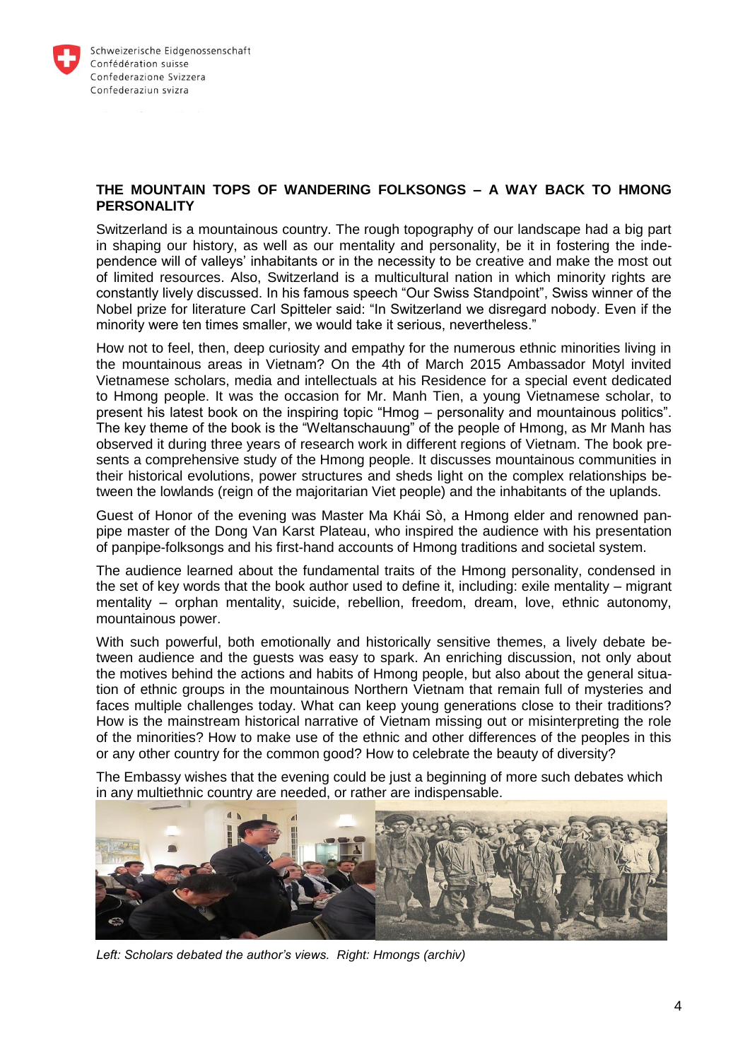## THE MOUNTAIN TOPS OF WANDERING FOLKSONGS – A WAY BACK TO HMONG PERSONALITY

Switzerland is a mountainous country. The rough topography of our landscape had a big part in shaping our history, as well as our mentality and personality, be it in fostering the independence will of valleys' inhabitants or in the necessity to be creative and make the most out of limited resources. Also, Switzerland is a multicultural nation in which minority rights are constantly lively discussed. In his famous speech "Our Swiss Standpoint", Swiss winner of the Nobel prize for literature Carl Spitteler said: "In Switzerland we disregard nobody. Even if the minority were ten times smaller, we would take it serious, nevertheless."

How not to feel, then, deep curiosity and empathy for the numerous ethnic minorities living in the mountainous areas in Vietnam? On the 4th of March 2015 Ambassador Motyl invited Vietnamese scholars, media and intellectuals at his Residence for a special event dedicated to Hmong people. It was the occasion for Mr. Manh Tien, a young Vietnamese scholar, to present his latest book on the inspiring topic "Hmog – personality and mountainous politics". The key theme of the book is the "Weltanschauung" of the people of Hmong, as Mr Manh has observed it during three years of research work in different regions of Vietnam. The book presents a comprehensive study of the Hmong people. It discusses mountainous communities in their historical evolutions, power structures and sheds light on the complex relationships between the lowlands (reign of the majoritarian Viet people) and the inhabitants of the uplands.

Guest of Honor of the evening was Master Ma Khái Sò, a Hmong elder and renowned panpipe master of the Dong Van Karst Plateau, who inspired the audience with his presentation of panpipe-folksongs and his first-hand accounts of Hmong traditions and societal system.

The audience learned about the fundamental traits of the Hmong personality, condensed in the set of key words that the book author used to define it, including: exile mentality – migrant mentality – orphan mentality, suicide, rebellion, freedom, dream, love, ethnic autonomy, mountainous power.

With such powerful, both emotionally and historically sensitive themes, a lively debate between audience and the guests was easy to spark. An enriching discussion, not only about the motives behind the actions and habits of Hmong people, but also about the general situation of ethnic groups in the mountainous Northern Vietnam that remain full of mysteries and faces multiple challenges today. What can keep young generations close to their traditions? How is the mainstream historical narrative of Vietnam missing out or misinterpreting the role of the minorities? How to make use of the ethnic and other differences of the peoples in this or any other country for the common good? How to celebrate the beauty of diversity?

The Embassy wishes that the evening could be just a beginning of more such debates which in any multiethnic country are needed, or rather are indispensable.

*Left: Scholars debated the author's views. Right: Hmongs (archiv)*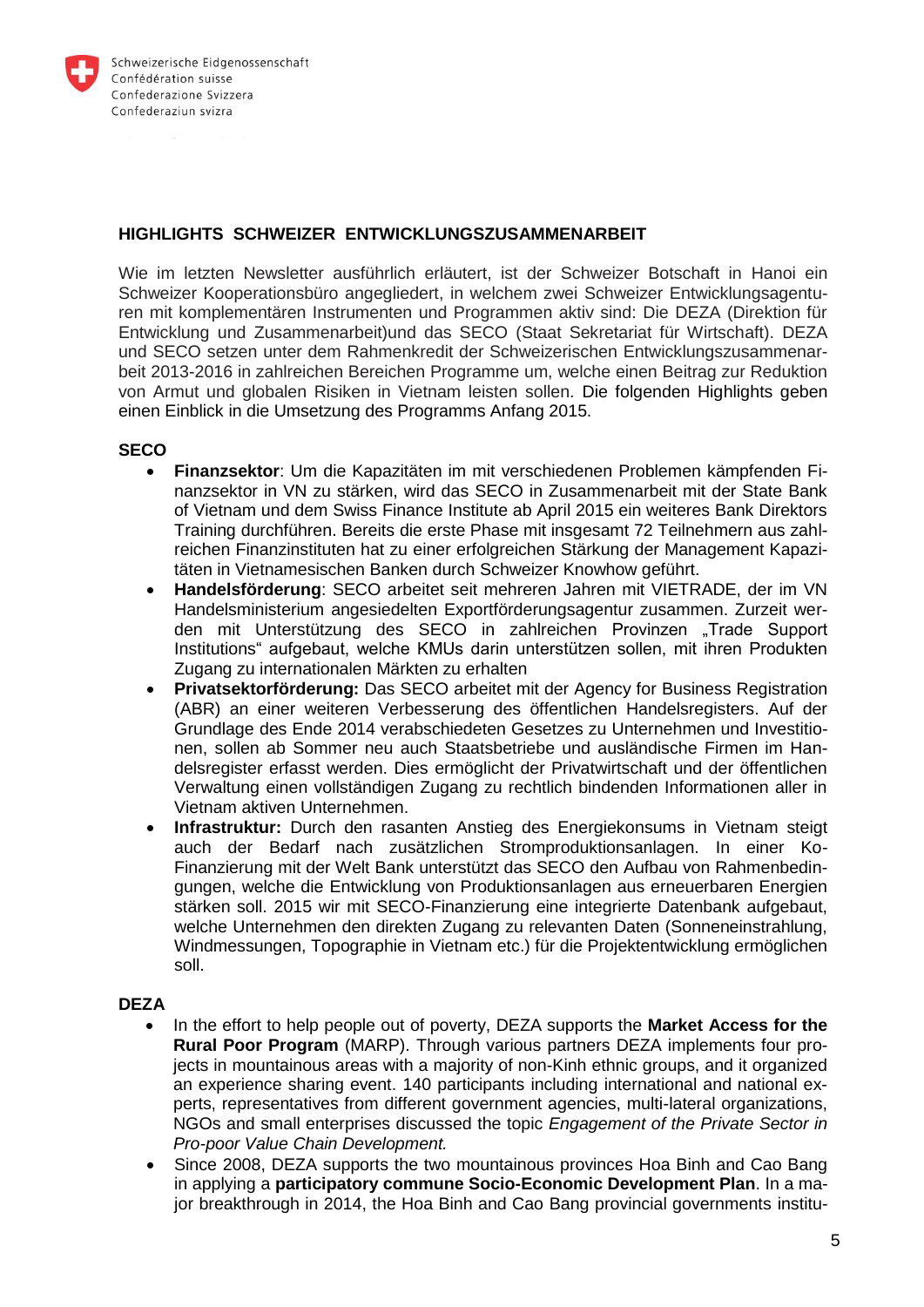Schweizerische Eidgenossenschaft
Confédération suisse
Confederazione Svizzera
Confederaziun svizra

## HIGHLIGHTS SCHWEIZER ENTWICKLUNGSZUSAMMENARBEIT

Wie im letzten Newsletter ausführlich erläutert, ist der Schweizer Botschaft in Hanoi ein Schweizer Kooperationsbüro angegliedert, in welchem zwei Schweizer Entwicklungsagenturen mit komplementären Instrumenten und Programmen aktiv sind: Die DEZA (Direktion für Entwicklung und Zusammenarbeit)und das SECO (Staat Sekretariat für Wirtschaft). DEZA und SECO setzen unter dem Rahmenkredit der Schweizerischen Entwicklungszusammenarbeit 2013-2016 in zahlreichen Bereichen Programme um, welche einen Beitrag zur Reduktion von Armut und globalen Risiken in Vietnam leisten sollen. Die folgenden Highlights geben einen Einblick in die Umsetzung des Programms Anfang 2015.

### SECO

- **Finanzsektor**: Um die Kapazitäten im mit verschiedenen Problemen kämpfenden Finanzsektor in VN zu stärken, wird das SECO in Zusammenarbeit mit der State Bank of Vietnam und dem Swiss Finance Institute ab April 2015 ein weiteres Bank Direktors Training durchführen. Bereits die erste Phase mit insgesamt 72 Teilnehmern aus zahlreichen Finanzinstituten hat zu einer erfolgreichen Stärkung der Management Kapazitäten in Vietnamesischen Banken durch Schweizer Knowhow geführt.
- **Handelsförderung**: SECO arbeitet seit mehreren Jahren mit VIETRADE, der im VN Handelsministerium angesiedelten Exportförderungsagentur zusammen. Zurzeit werden mit Unterstützung des SECO in zahlreichen Provinzen „Trade Support Institutions“ aufgebaut, welche KMUs darin unterstützen sollen, mit ihren Produkten Zugang zu internationalen Märkten zu erhalten
- **Privatsektorförderung:** Das SECO arbeitet mit der Agency for Business Registration (ABR) an einer weiteren Verbesserung des öffentlichen Handelsregisters. Auf der Grundlage des Ende 2014 verabschiedeten Gesetzes zu Unternehmen und Investitionen, sollen ab Sommer neu auch Staatsbetriebe und ausländische Firmen im Handelsregister erfasst werden. Dies ermöglicht der Privatwirtschaft und der öffentlichen Verwaltung einen vollständigen Zugang zu rechtlich bindenden Informationen aller in Vietnam aktiven Unternehmen.
- **Infrastruktur:** Durch den rasanten Anstieg des Energiekonsums in Vietnam steigt auch der Bedarf nach zusätzlichen Stromproduktionsanlagen. In einer Ko-Finanzierung mit der Welt Bank unterstützt das SECO den Aufbau von Rahmenbedingungen, welche die Entwicklung von Produktionsanlagen aus erneuerbaren Energien stärken soll. 2015 wir mit SECO-Finanzierung eine integrierte Datenbank aufgebaut, welche Unternehmen den direkten Zugang zu relevanten Daten (Sonneneinstrahlung, Windmessungen, Topographie in Vietnam etc.) für die Projektentwicklung ermöglichen soll.

### DEZA

- In the effort to help people out of poverty, DEZA supports the **Market Access for the Rural Poor Program** (MARP). Through various partners DEZA implements four projects in mountainous areas with a majority of non-Kinh ethnic groups, and it organized an experience sharing event. 140 participants including international and national experts, representatives from different government agencies, multi-lateral organizations, NGOs and small enterprises discussed the topic *Engagement of the Private Sector in Pro-poor Value Chain Development.*
- Since 2008, DEZA supports the two mountainous provinces Hoa Binh and Cao Bang in applying a **participatory commune Socio-Economic Development Plan**. In a major breakthrough in 2014, the Hoa Binh and Cao Bang provincial governments institu-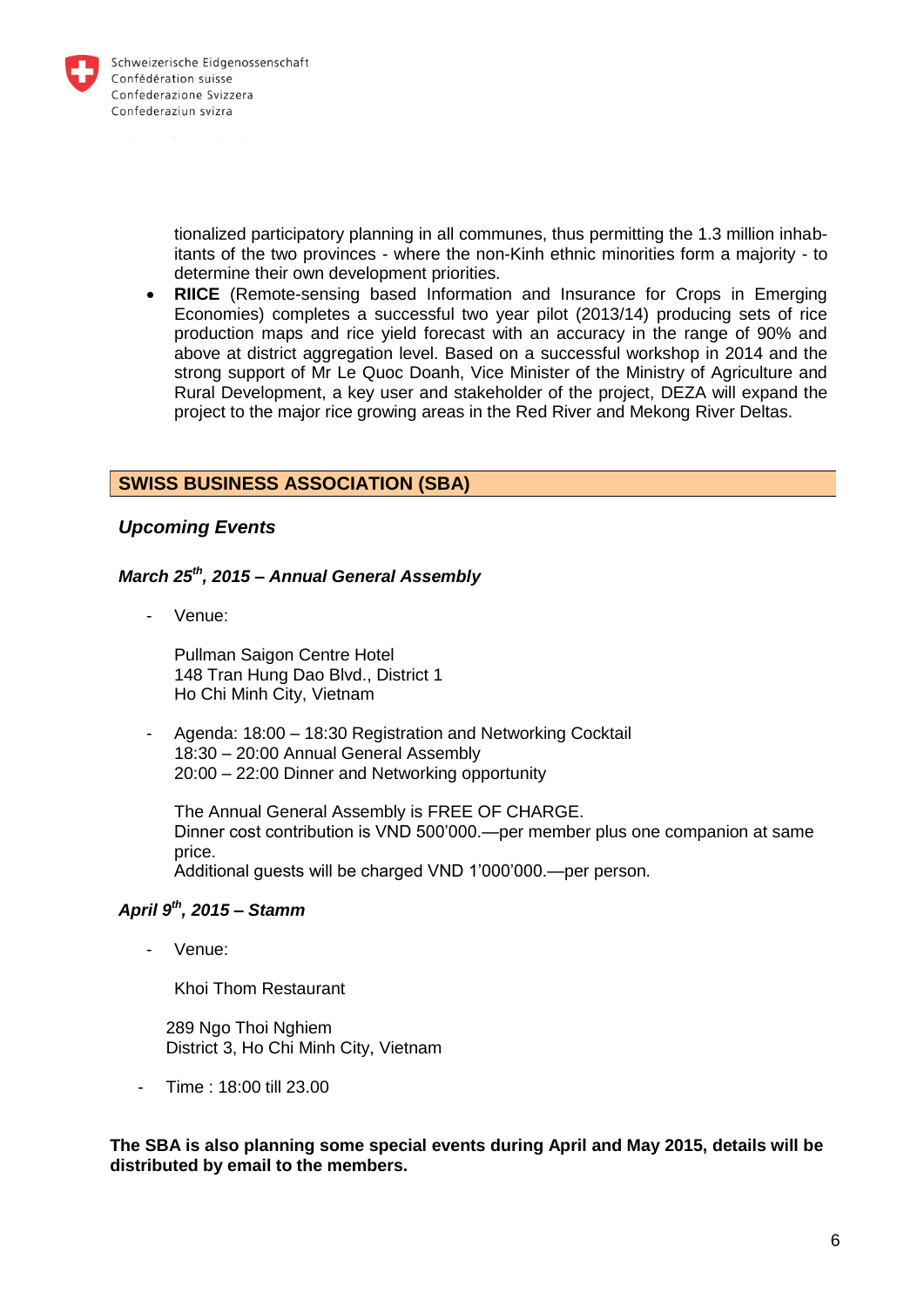tionalized participatory planning in all communes, thus permitting the 1.3 million inhabitants of the two provinces - where the non-Kinh ethnic minorities form a majority - to determine their own development priorities.

- **RIICE** (Remote-sensing based Information and Insurance for Crops in Emerging Economies) completes a successful two year pilot (2013/14) producing sets of rice production maps and rice yield forecast with an accuracy in the range of 90% and above at district aggregation level. Based on a successful workshop in 2014 and the strong support of Mr Le Quoc Doanh, Vice Minister of the Ministry of Agriculture and Rural Development, a key user and stakeholder of the project, DEZA will expand the project to the major rice growing areas in the Red River and Mekong River Deltas.

## SWISS BUSINESS ASSOCIATION (SBA)

### *Upcoming Events*

#### *March 25th, 2015 – Annual General Assembly*

- Venue:

  Pullman Saigon Centre Hotel
  148 Tran Hung Dao Blvd., District 1
  Ho Chi Minh City, Vietnam

- Agenda: 18:00 – 18:30 Registration and Networking Cocktail
  18:30 – 20:00 Annual General Assembly
  20:00 – 22:00 Dinner and Networking opportunity

  The Annual General Assembly is FREE OF CHARGE.
  Dinner cost contribution is VND 500'000.—per member plus one companion at same price.
  Additional guests will be charged VND 1'000'000.—per person.

#### *April 9th, 2015 – Stamm*

- Venue:

  Khoi Thom Restaurant

  289 Ngo Thoi Nghiem
  District 3, Ho Chi Minh City, Vietnam

- Time : 18:00 till 23.00

**The SBA is also planning some special events during April and May 2015, details will be distributed by email to the members.**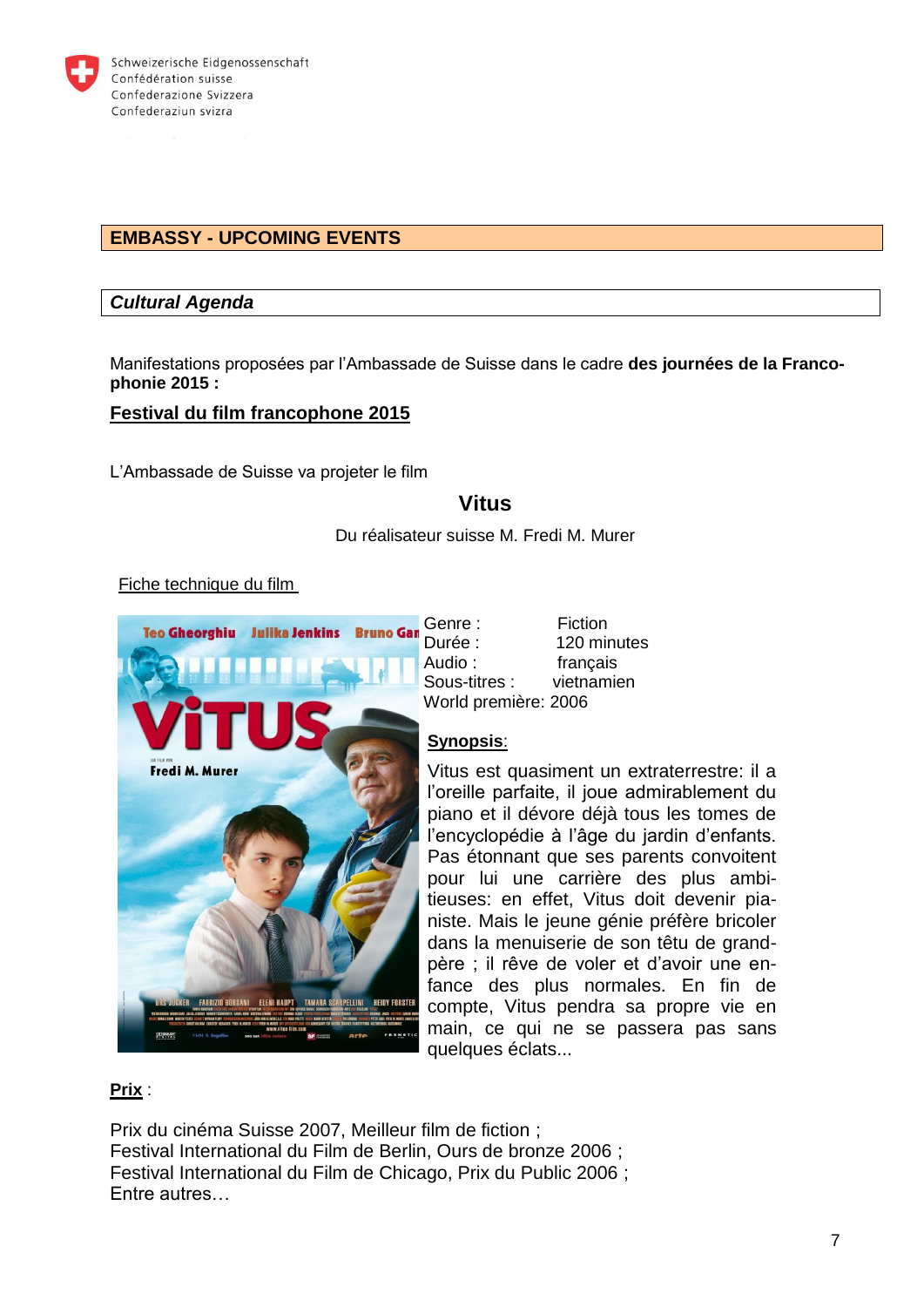Schweizerische Eidgenossenschaft
Confédération suisse
Confederazione Svizzera
Confederaziun svizra

## EMBASSY - UPCOMING EVENTS

### *Cultural Agenda*

Manifestations proposées par l'Ambassade de Suisse dans le cadre **des journées de la Francophonie 2015 :**

**Festival du film francophone 2015**

L'Ambassade de Suisse va projeter le film

**Vitus**

Du réalisateur suisse M. Fredi M. Murer

Fiche technique du film

Genre : Fiction
Durée : 120 minutes
Audio : français
Sous-titres : vietnamien
World première: 2006

**Synopsis**:

Vitus est quasiment un extraterrestre: il a l'oreille parfaite, il joue admirablement du piano et il dévore déjà tous les tomes de l'encyclopédie à l'âge du jardin d'enfants. Pas étonnant que ses parents convoitent pour lui une carrière des plus ambitieuses: en effet, Vitus doit devenir pianiste. Mais le jeune génie préfère bricoler dans la menuiserie de son têtu de grand-père ; il rêve de voler et d'avoir une enfance des plus normales. En fin de compte, Vitus pendra sa propre vie en main, ce qui ne se passera pas sans quelques éclats...

**Prix** :

Prix du cinéma Suisse 2007, Meilleur film de fiction ;
Festival International du Film de Berlin, Ours de bronze 2006 ;
Festival International du Film de Chicago, Prix du Public 2006 ;
Entre autres…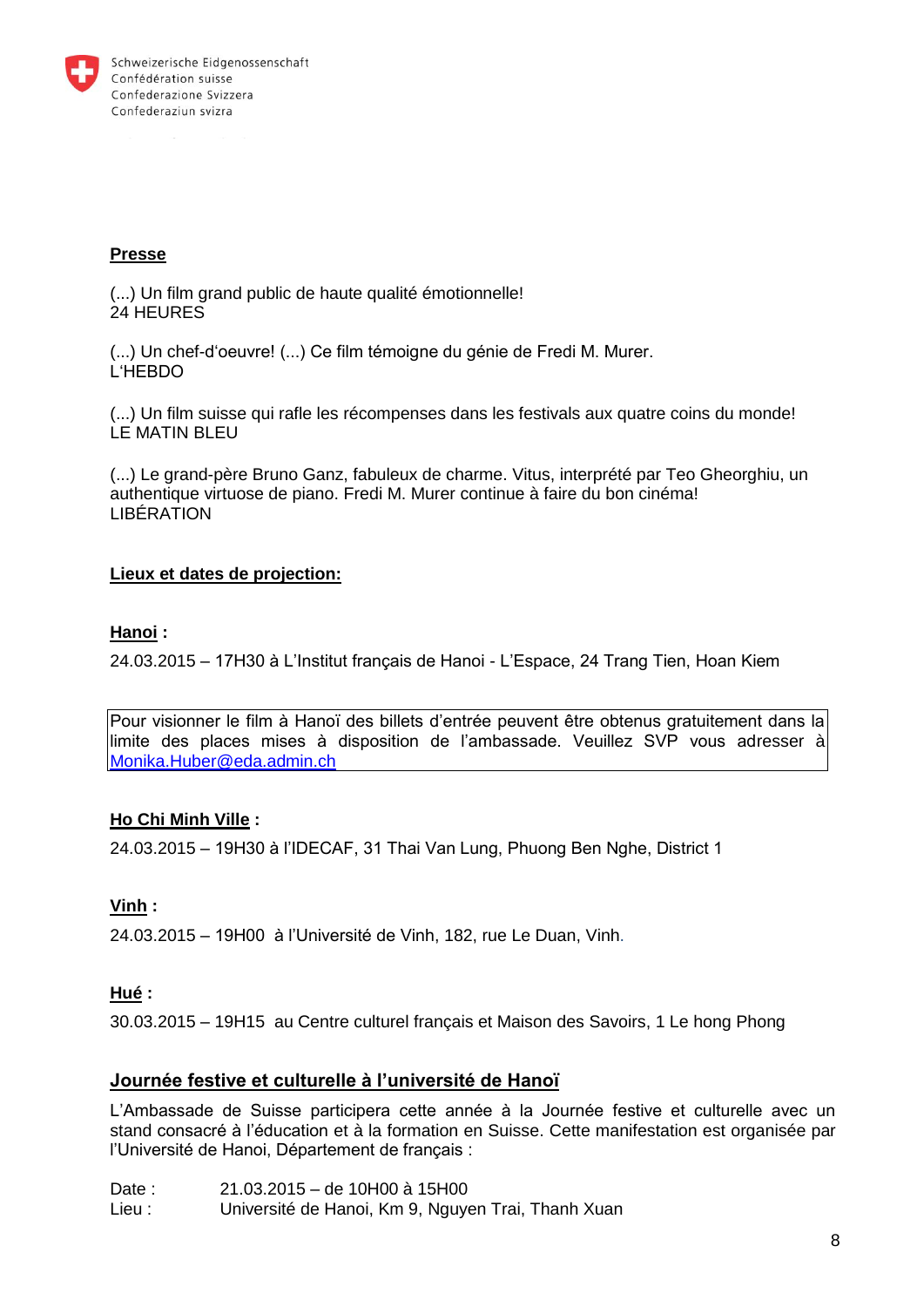**Presse**

(...) Un film grand public de haute qualité émotionnelle!
24 HEURES

(...) Un chef-d'oeuvre! (...) Ce film témoigne du génie de Fredi M. Murer.
L'HEBDO

(...) Un film suisse qui rafle les récompenses dans les festivals aux quatre coins du monde!
LE MATIN BLEU

(...) Le grand-père Bruno Ganz, fabuleux de charme. Vitus, interprété par Teo Gheorghiu, un authentique virtuose de piano. Fredi M. Murer continue à faire du bon cinéma!
LIBÉRATION

**Lieux et dates de projection:**

**Hanoi :**

24.03.2015 – 17H30 à L'Institut français de Hanoi - L'Espace, 24 Trang Tien, Hoan Kiem

Pour visionner le film à Hanoï des billets d'entrée peuvent être obtenus gratuitement dans la limite des places mises à disposition de l'ambassade. Veuillez SVP vous adresser à Monika.Huber@eda.admin.ch

**Ho Chi Minh Ville :**

24.03.2015 – 19H30 à l'IDECAF, 31 Thai Van Lung, Phuong Ben Nghe, District 1

**Vinh :**

24.03.2015 – 19H00 à l'Université de Vinh, 182, rue Le Duan, Vinh.

**Hué :**

30.03.2015 – 19H15 au Centre culturel français et Maison des Savoirs, 1 Le hong Phong

## Journée festive et culturelle à l'université de Hanoï

L'Ambassade de Suisse participera cette année à la Journée festive et culturelle avec un stand consacré à l'éducation et à la formation en Suisse. Cette manifestation est organisée par l'Université de Hanoi, Département de français :

Date : 21.03.2015 – de 10H00 à 15H00
Lieu : Université de Hanoi, Km 9, Nguyen Trai, Thanh Xuan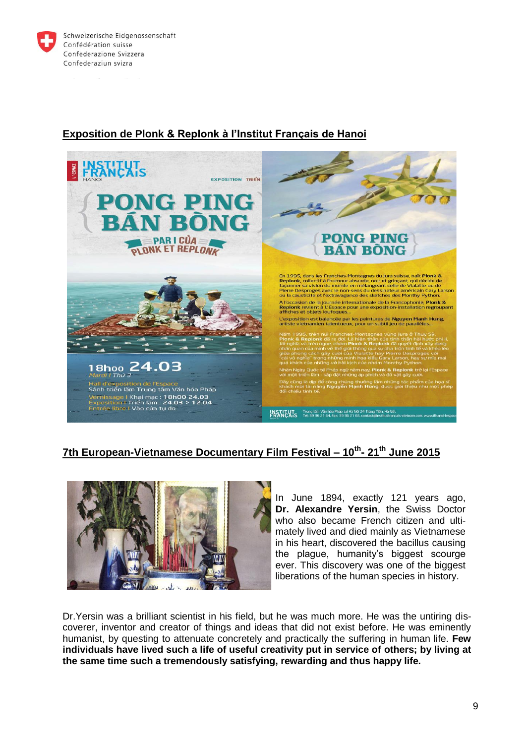## Exposition de Plonk & Replonk à l'Institut Français de Hanoi

## 7th European-Vietnamese Documentary Film Festival – 10th- 21th June 2015

In June 1894, exactly 121 years ago, **Dr. Alexandre Yersin**, the Swiss Doctor who also became French citizen and ultimately lived and died mainly as Vietnamese in his heart, discovered the bacillus causing the plague, humanity's biggest scourge ever. This discovery was one of the biggest liberations of the human species in history.

Dr.Yersin was a brilliant scientist in his field, but he was much more. He was the untiring discoverer, inventor and creator of things and ideas that did not exist before. He was eminently humanist, by questing to attenuate concretely and practically the suffering in human life. **Few individuals have lived such a life of useful creativity put in service of others; by living at the same time such a tremendously satisfying, rewarding and thus happy life.**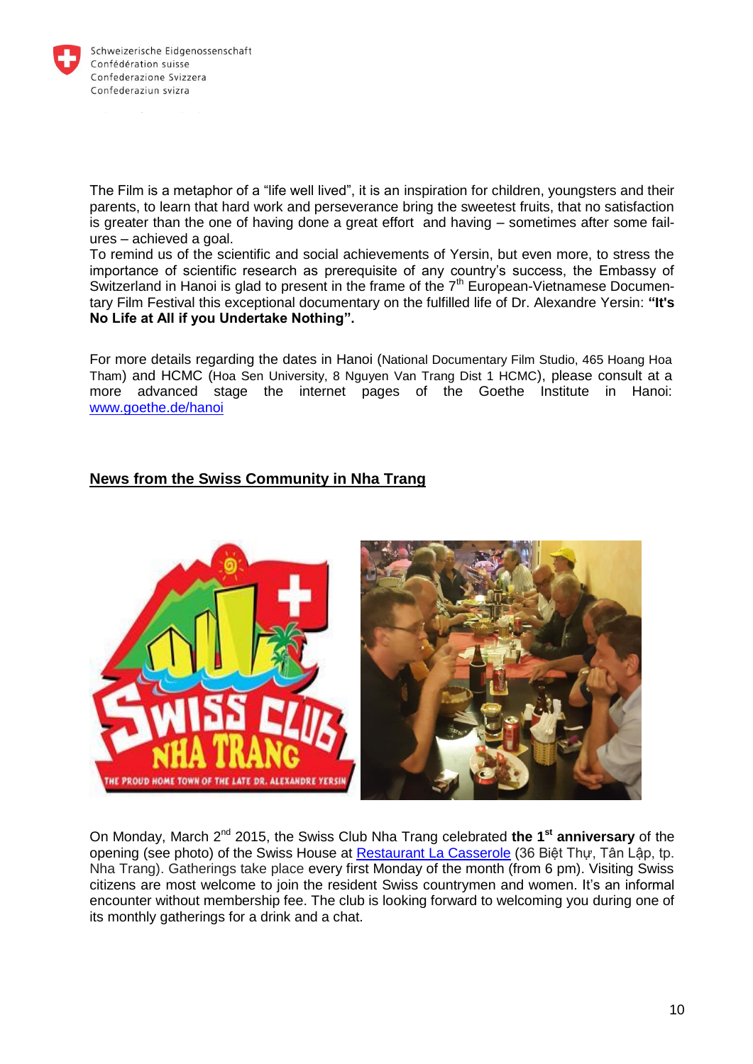The Film is a metaphor of a "life well lived", it is an inspiration for children, youngsters and their parents, to learn that hard work and perseverance bring the sweetest fruits, that no satisfaction is greater than the one of having done a great effort and having – sometimes after some failures – achieved a goal.
To remind us of the scientific and social achievements of Yersin, but even more, to stress the importance of scientific research as prerequisite of any country's success, the Embassy of Switzerland in Hanoi is glad to present in the frame of the 7th European-Vietnamese Documentary Film Festival this exceptional documentary on the fulfilled life of Dr. Alexandre Yersin: **"It's No Life at All if you Undertake Nothing".**

For more details regarding the dates in Hanoi (National Documentary Film Studio, 465 Hoang Hoa Tham) and HCMC (Hoa Sen University, 8 Nguyen Van Trang Dist 1 HCMC), please consult at a more advanced stage the internet pages of the Goethe Institute in Hanoi: www.goethe.de/hanoi

## News from the Swiss Community in Nha Trang

On Monday, March 2nd 2015, the Swiss Club Nha Trang celebrated **the 1st anniversary** of the opening (see photo) of the Swiss House at Restaurant La Casserole (36 Biệt Thự, Tân Lập, tp. Nha Trang). Gatherings take place every first Monday of the month (from 6 pm). Visiting Swiss citizens are most welcome to join the resident Swiss countrymen and women. It's an informal encounter without membership fee. The club is looking forward to welcoming you during one of its monthly gatherings for a drink and a chat.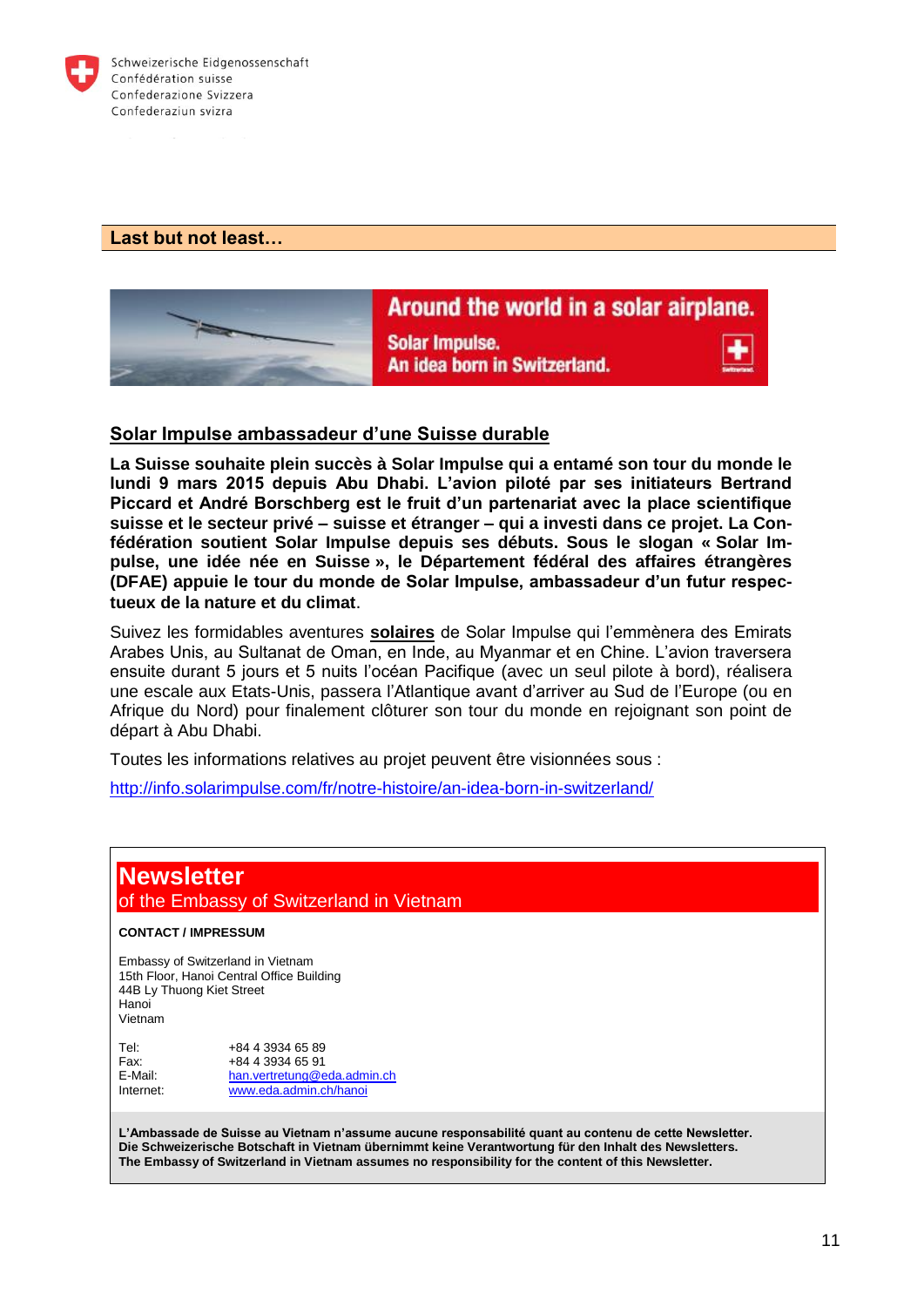## Last but not least…

Around the world in a solar airplane.

Solar Impulse.
An idea born in Switzerland.

### Solar Impulse ambassadeur d'une Suisse durable

**La Suisse souhaite plein succès à Solar Impulse qui a entamé son tour du monde le lundi 9 mars 2015 depuis Abu Dhabi. L'avion piloté par ses initiateurs Bertrand Piccard et André Borschberg est le fruit d'un partenariat avec la place scientifique suisse et le secteur privé – suisse et étranger – qui a investi dans ce projet. La Confédération soutient Solar Impulse depuis ses débuts. Sous le slogan « Solar Impulse, une idée née en Suisse », le Département fédéral des affaires étrangères (DFAE) appuie le tour du monde de Solar Impulse, ambassadeur d'un futur respectueux de la nature et du climat**.

Suivez les formidables aventures **solaires** de Solar Impulse qui l'emmènera des Emirats Arabes Unis, au Sultanat de Oman, en Inde, au Myanmar et en Chine. L'avion traversera ensuite durant 5 jours et 5 nuits l'océan Pacifique (avec un seul pilote à bord), réalisera une escale aux Etats-Unis, passera l'Atlantique avant d'arriver au Sud de l'Europe (ou en Afrique du Nord) pour finalement clôturer son tour du monde en rejoignant son point de départ à Abu Dhabi.

Toutes les informations relatives au projet peuvent être visionnées sous :

http://info.solarimpulse.com/fr/notre-histoire/an-idea-born-in-switzerland/

## Newsletter
of the Embassy of Switzerland in Vietnam

**CONTACT / IMPRESSUM**

Embassy of Switzerland in Vietnam
15th Floor, Hanoi Central Office Building
44B Ly Thuong Kiet Street
Hanoi
Vietnam

| | |
|---|---|
| Tel: | +84 4 3934 65 89 |
| Fax: | +84 4 3934 65 91 |
| E-Mail: | han.vertretung@eda.admin.ch |
| Internet: | www.eda.admin.ch/hanoi |

**L'Ambassade de Suisse au Vietnam n'assume aucune responsabilité quant au contenu de cette Newsletter.**
**Die Schweizerische Botschaft in Vietnam übernimmt keine Verantwortung für den Inhalt des Newsletters.**
**The Embassy of Switzerland in Vietnam assumes no responsibility for the content of this Newsletter.**